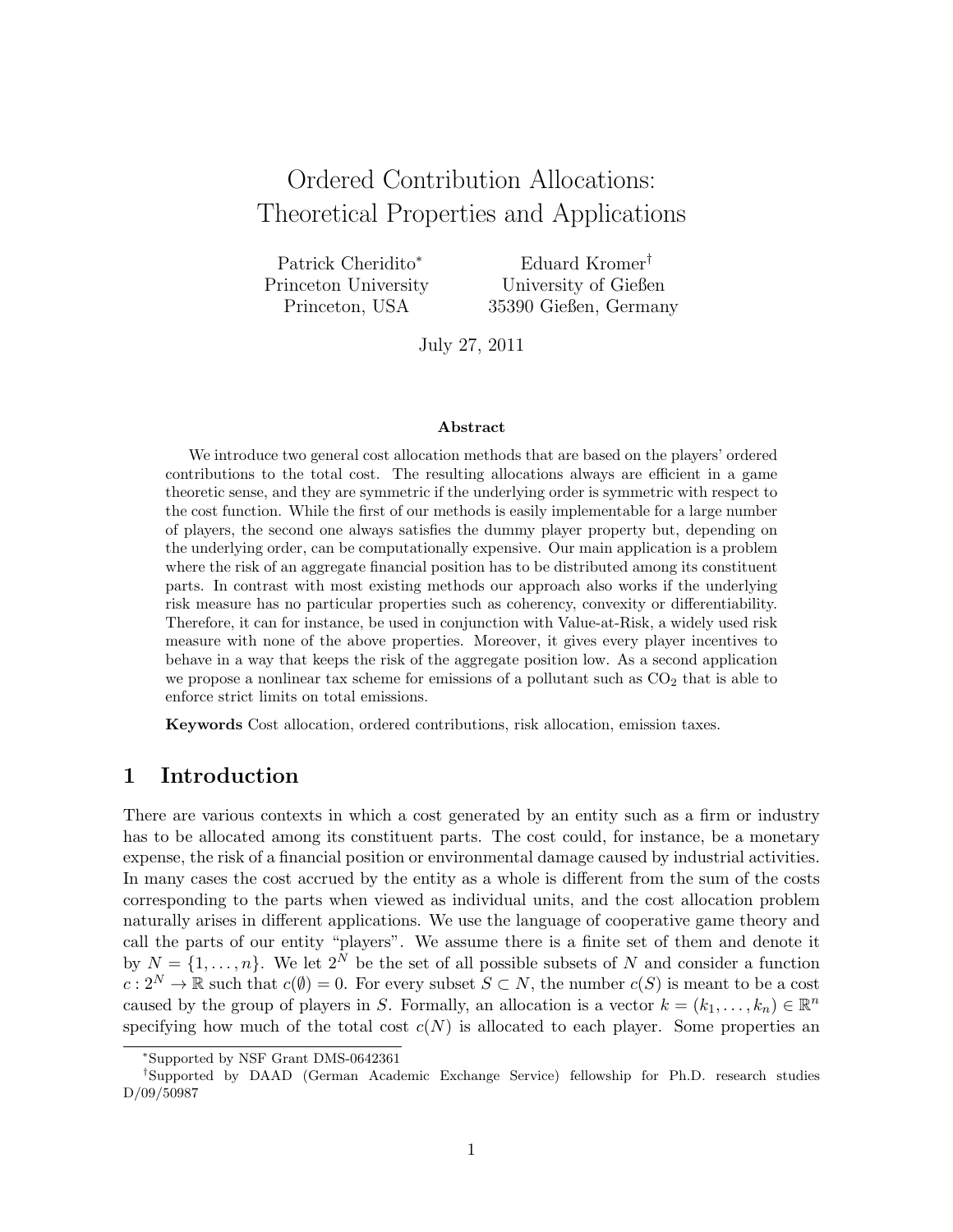# Ordered Contribution Allocations: Theoretical Properties and Applications

Patrick Cheridito*
Princeton University
Princeton, USA

Eduard Kromer†
University of Gießen
35390 Gießen, Germany

July 27, 2011

### Abstract

We introduce two general cost allocation methods that are based on the players' ordered contributions to the total cost. The resulting allocations always are efficient in a game theoretic sense, and they are symmetric if the underlying order is symmetric with respect to the cost function. While the first of our methods is easily implementable for a large number of players, the second one always satisfies the dummy player property but, depending on the underlying order, can be computationally expensive. Our main application is a problem where the risk of an aggregate financial position has to be distributed among its constituent parts. In contrast with most existing methods our approach also works if the underlying risk measure has no particular properties such as coherency, convexity or differentiability. Therefore, it can for instance, be used in conjunction with Value-at-Risk, a widely used risk measure with none of the above properties. Moreover, it gives every player incentives to behave in a way that keeps the risk of the aggregate position low. As a second application we propose a nonlinear tax scheme for emissions of a pollutant such as $CO_2$ that is able to enforce strict limits on total emissions.

**Keywords** Cost allocation, ordered contributions, risk allocation, emission taxes.

## 1 Introduction

There are various contexts in which a cost generated by an entity such as a firm or industry has to be allocated among its constituent parts. The cost could, for instance, be a monetary expense, the risk of a financial position or environmental damage caused by industrial activities. In many cases the cost accrued by the entity as a whole is different from the sum of the costs corresponding to the parts when viewed as individual units, and the cost allocation problem naturally arises in different applications. We use the language of cooperative game theory and call the parts of our entity "players". We assume there is a finite set of them and denote it by $N = \{1, \dots, n\}$. We let $2^N$ be the set of all possible subsets of $N$ and consider a function $c : 2^N \to \mathbb{R}$ such that $c(\emptyset) = 0$. For every subset $S \subset N$, the number $c(S)$ is meant to be a cost caused by the group of players in $S$. Formally, an allocation is a vector $k = (k_1, \dots, k_n) \in \mathbb{R}^n$ specifying how much of the total cost $c(N)$ is allocated to each player. Some properties an

---

*Supported by NSF Grant DMS-0642361

†Supported by DAAD (German Academic Exchange Service) fellowship for Ph.D. research studies D/09/50987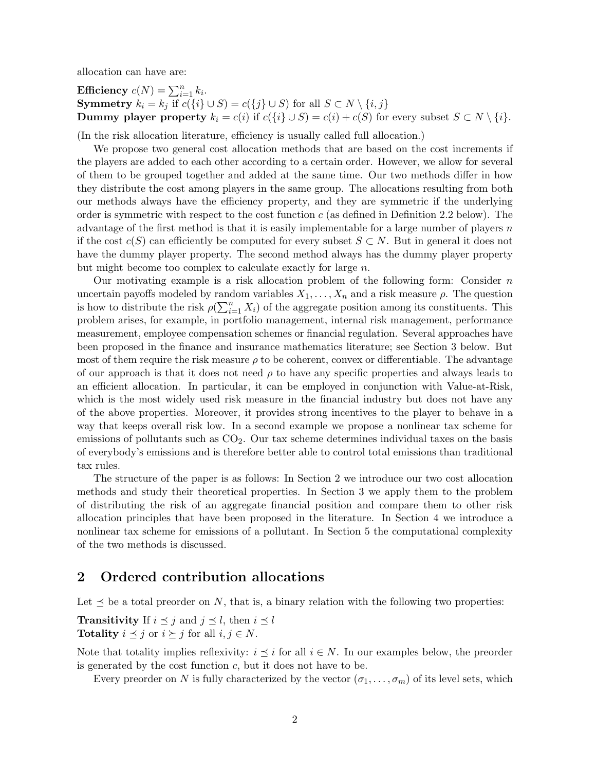allocation can have are:

**Efficiency** $c(N) = \sum_{i=1}^n k_i$.
**Symmetry** $k_i = k_j$ if $c(\{i\} \cup S) = c(\{j\} \cup S)$ for all $S \subset N \setminus \{i, j\}$
**Dummy player property** $k_i = c(i)$ if $c(\{i\} \cup S) = c(i) + c(S)$ for every subset $S \subset N \setminus \{i\}$.

(In the risk allocation literature, efficiency is usually called full allocation.)

We propose two general cost allocation methods that are based on the cost increments if the players are added to each other according to a certain order. However, we allow for several of them to be grouped together and added at the same time. Our two methods differ in how they distribute the cost among players in the same group. The allocations resulting from both our methods always have the efficiency property, and they are symmetric if the underlying order is symmetric with respect to the cost function $c$ (as defined in Definition 2.2 below). The advantage of the first method is that it is easily implementable for a large number of players $n$ if the cost $c(S)$ can efficiently be computed for every subset $S \subset N$. But in general it does not have the dummy player property. The second method always has the dummy player property but might become too complex to calculate exactly for large $n$.

Our motivating example is a risk allocation problem of the following form: Consider $n$ uncertain payoffs modeled by random variables $X_1, \dots, X_n$ and a risk measure $\rho$. The question is how to distribute the risk $\rho(\sum_{i=1}^n X_i)$ of the aggregate position among its constituents. This problem arises, for example, in portfolio management, internal risk management, performance measurement, employee compensation schemes or financial regulation. Several approaches have been proposed in the finance and insurance mathematics literature; see Section 3 below. But most of them require the risk measure $\rho$ to be coherent, convex or differentiable. The advantage of our approach is that it does not need $\rho$ to have any specific properties and always leads to an efficient allocation. In particular, it can be employed in conjunction with Value-at-Risk, which is the most widely used risk measure in the financial industry but does not have any of the above properties. Moreover, it provides strong incentives to the player to behave in a way that keeps overall risk low. In a second example we propose a nonlinear tax scheme for emissions of pollutants such as $CO_2$. Our tax scheme determines individual taxes on the basis of everybody's emissions and is therefore better able to control total emissions than traditional tax rules.

The structure of the paper is as follows: In Section 2 we introduce our two cost allocation methods and study their theoretical properties. In Section 3 we apply them to the problem of distributing the risk of an aggregate financial position and compare them to other risk allocation principles that have been proposed in the literature. In Section 4 we introduce a nonlinear tax scheme for emissions of a pollutant. In Section 5 the computational complexity of the two methods is discussed.

## 2 Ordered contribution allocations

Let $\preceq$ be a total preorder on $N$, that is, a binary relation with the following two properties:

**Transitivity** If $i \preceq j$ and $j \preceq l$, then $i \preceq l$
**Totality** $i \preceq j$ or $i \succeq j$ for all $i, j \in N$.

Note that totality implies reflexivity: $i \preceq i$ for all $i \in N$. In our examples below, the preorder is generated by the cost function $c$, but it does not have to be.

Every preorder on $N$ is fully characterized by the vector $(\sigma_1, \dots, \sigma_m)$ of its level sets, which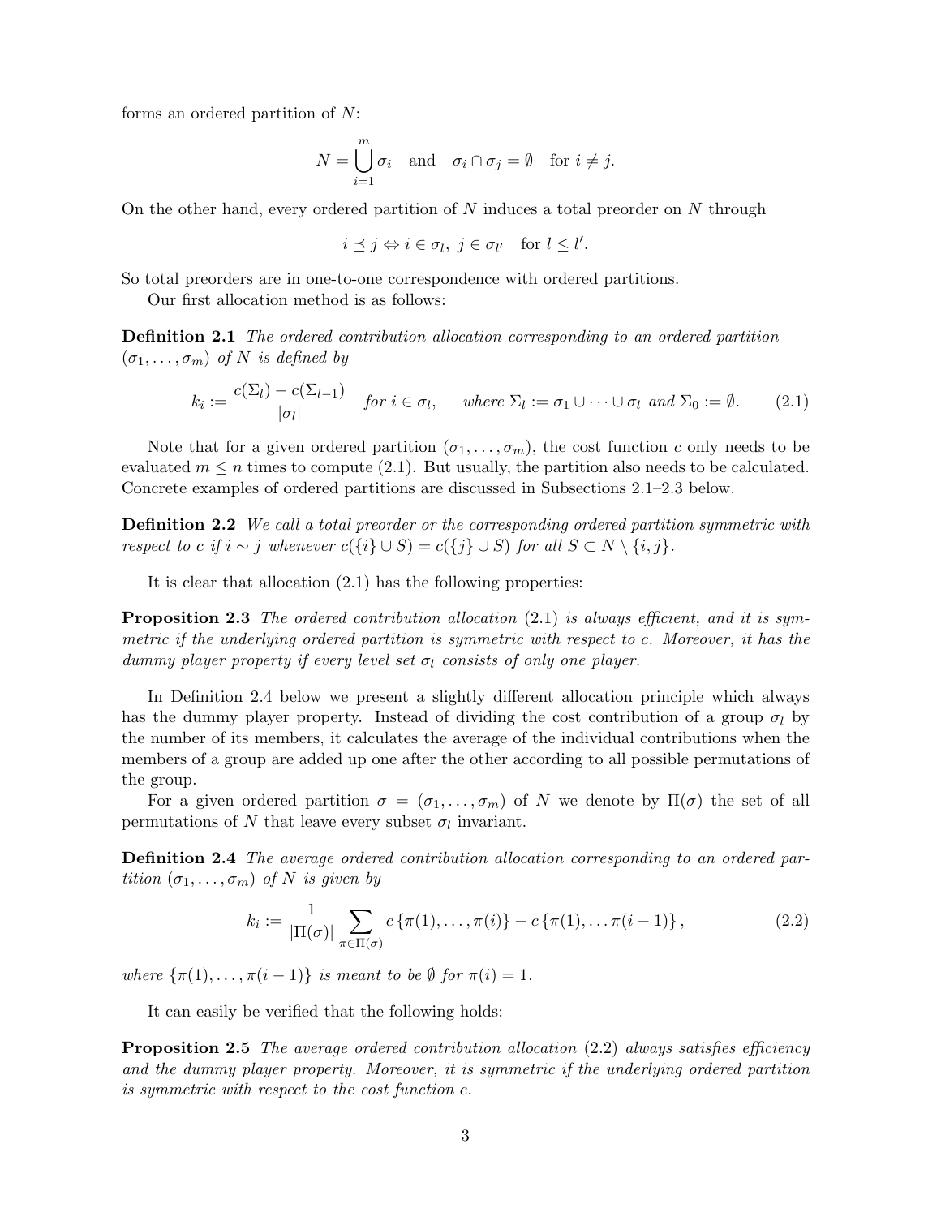forms an ordered partition of $N$:

$$N = \bigcup_{i=1}^{m} \sigma_i \quad \text{and} \quad \sigma_i \cap \sigma_j = \emptyset \quad \text{for } i \neq j.$$

On the other hand, every ordered partition of $N$ induces a total preorder on $N$ through

$$i \preceq j \Leftrightarrow i \in \sigma_l,\ j \in \sigma_{l'} \quad \text{for } l \leq l'.$$

So total preorders are in one-to-one correspondence with ordered partitions.

Our first allocation method is as follows:

**Definition 2.1** *The ordered contribution allocation corresponding to an ordered partition $(\sigma_1, \dots, \sigma_m)$ of $N$ is defined by*

$$k_i := \frac{c(\Sigma_l) - c(\Sigma_{l-1})}{|\sigma_l|} \quad \text{for } i \in \sigma_l, \qquad \text{where } \Sigma_l := \sigma_1 \cup \dots \cup \sigma_l \text{ and } \Sigma_0 := \emptyset. \tag{2.1}$$

Note that for a given ordered partition $(\sigma_1, \dots, \sigma_m)$, the cost function $c$ only needs to be evaluated $m \leq n$ times to compute (2.1). But usually, the partition also needs to be calculated. Concrete examples of ordered partitions are discussed in Subsections 2.1–2.3 below.

**Definition 2.2** *We call a total preorder or the corresponding ordered partition symmetric with respect to $c$ if $i \sim j$ whenever $c(\{i\} \cup S) = c(\{j\} \cup S)$ for all $S \subset N \setminus \{i,j\}$.*

It is clear that allocation (2.1) has the following properties:

**Proposition 2.3** *The ordered contribution allocation (2.1) is always efficient, and it is symmetric if the underlying ordered partition is symmetric with respect to $c$. Moreover, it has the dummy player property if every level set $\sigma_l$ consists of only one player.*

In Definition 2.4 below we present a slightly different allocation principle which always has the dummy player property. Instead of dividing the cost contribution of a group $\sigma_l$ by the number of its members, it calculates the average of the individual contributions when the members of a group are added up one after the other according to all possible permutations of the group.

For a given ordered partition $\sigma = (\sigma_1, \dots, \sigma_m)$ of $N$ we denote by $\Pi(\sigma)$ the set of all permutations of $N$ that leave every subset $\sigma_l$ invariant.

**Definition 2.4** *The average ordered contribution allocation corresponding to an ordered partition $(\sigma_1, \dots, \sigma_m)$ of $N$ is given by*

$$k_i := \frac{1}{|\Pi(\sigma)|} \sum_{\pi \in \Pi(\sigma)} c\{\pi(1), \dots, \pi(i)\} - c\{\pi(1), \dots \pi(i-1)\}, \tag{2.2}$$

*where $\{\pi(1), \dots, \pi(i-1)\}$ is meant to be $\emptyset$ for $\pi(i) = 1$.*

It can easily be verified that the following holds:

**Proposition 2.5** *The average ordered contribution allocation (2.2) always satisfies efficiency and the dummy player property. Moreover, it is symmetric if the underlying ordered partition is symmetric with respect to the cost function $c$.*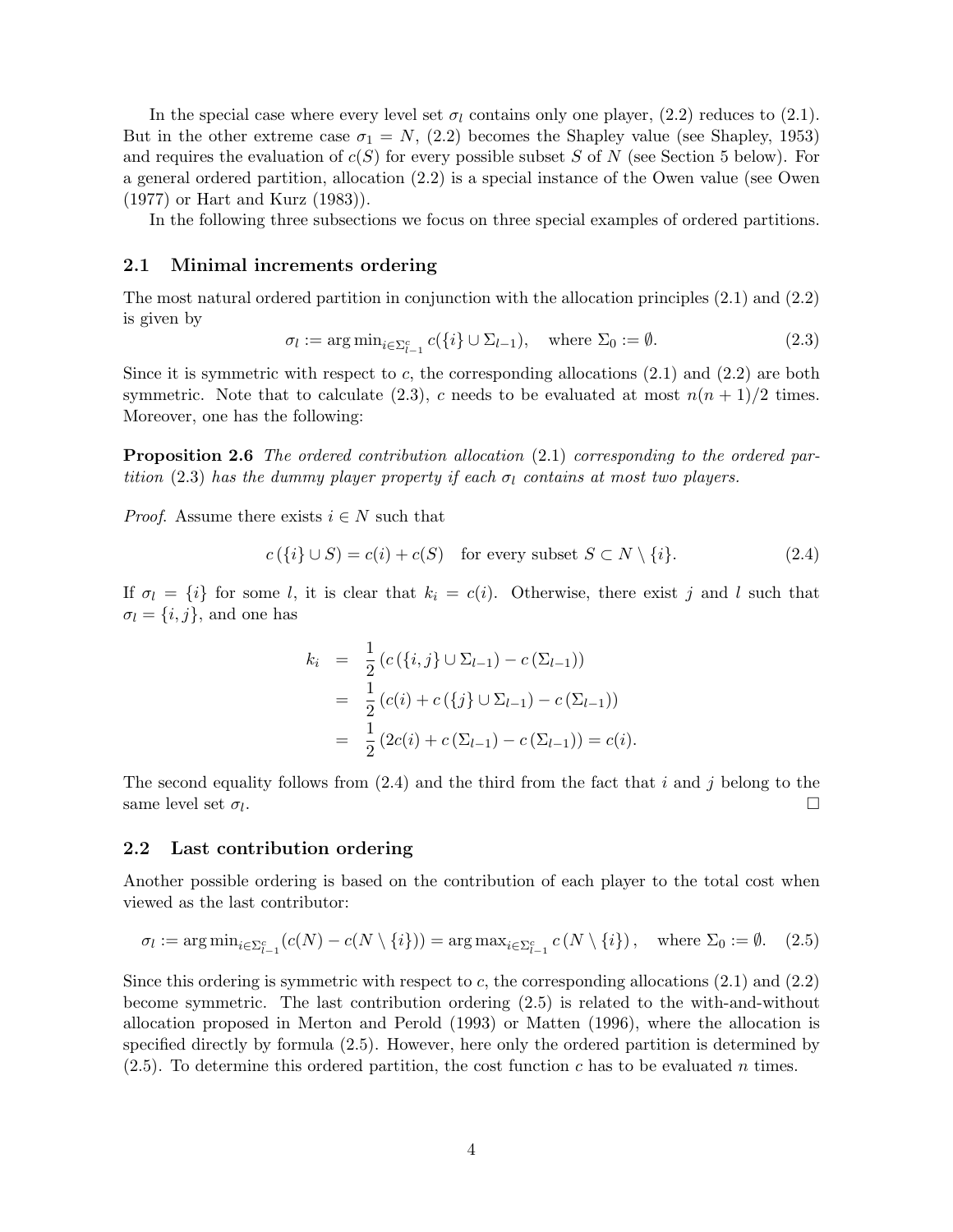In the special case where every level set $\sigma_l$ contains only one player, (2.2) reduces to (2.1). But in the other extreme case $\sigma_1 = N$, (2.2) becomes the Shapley value (see Shapley, 1953) and requires the evaluation of $c(S)$ for every possible subset $S$ of $N$ (see Section 5 below). For a general ordered partition, allocation (2.2) is a special instance of the Owen value (see Owen (1977) or Hart and Kurz (1983)).

In the following three subsections we focus on three special examples of ordered partitions.

## 2.1 Minimal increments ordering

The most natural ordered partition in conjunction with the allocation principles (2.1) and (2.2) is given by

$$\sigma_l := \arg\min_{i \in \Sigma_{l-1}^c} c(\{i\} \cup \Sigma_{l-1}), \quad \text{where } \Sigma_0 := \emptyset. \tag{2.3}$$

Since it is symmetric with respect to $c$, the corresponding allocations (2.1) and (2.2) are both symmetric. Note that to calculate (2.3), $c$ needs to be evaluated at most $n(n+1)/2$ times. Moreover, one has the following:

**Proposition 2.6** *The ordered contribution allocation* (2.1) *corresponding to the ordered partition* (2.3) *has the dummy player property if each* $\sigma_l$ *contains at most two players.*

*Proof.* Assume there exists $i \in N$ such that

$$c(\{i\} \cup S) = c(i) + c(S) \quad \text{for every subset } S \subset N \setminus \{i\}. \tag{2.4}$$

If $\sigma_l = \{i\}$ for some $l$, it is clear that $k_i = c(i)$. Otherwise, there exist $j$ and $l$ such that $\sigma_l = \{i, j\}$, and one has

$$\begin{aligned} k_i &= \frac{1}{2}\left(c\left(\{i,j\} \cup \Sigma_{l-1}\right) - c\left(\Sigma_{l-1}\right)\right) \\ &= \frac{1}{2}\left(c(i) + c\left(\{j\} \cup \Sigma_{l-1}\right) - c\left(\Sigma_{l-1}\right)\right) \\ &= \frac{1}{2}\left(2c(i) + c\left(\Sigma_{l-1}\right) - c\left(\Sigma_{l-1}\right)\right) = c(i). \end{aligned}$$

The second equality follows from (2.4) and the third from the fact that $i$ and $j$ belong to the same level set $\sigma_l$. □

## 2.2 Last contribution ordering

Another possible ordering is based on the contribution of each player to the total cost when viewed as the last contributor:

$$\sigma_l := \arg\min_{i \in \Sigma_{l-1}^c}(c(N) - c(N \setminus \{i\})) = \arg\max_{i \in \Sigma_{l-1}^c} c\left(N \setminus \{i\}\right), \quad \text{where } \Sigma_0 := \emptyset. \tag{2.5}$$

Since this ordering is symmetric with respect to $c$, the corresponding allocations (2.1) and (2.2) become symmetric. The last contribution ordering (2.5) is related to the with-and-without allocation proposed in Merton and Perold (1993) or Matten (1996), where the allocation is specified directly by formula (2.5). However, here only the ordered partition is determined by (2.5). To determine this ordered partition, the cost function $c$ has to be evaluated $n$ times.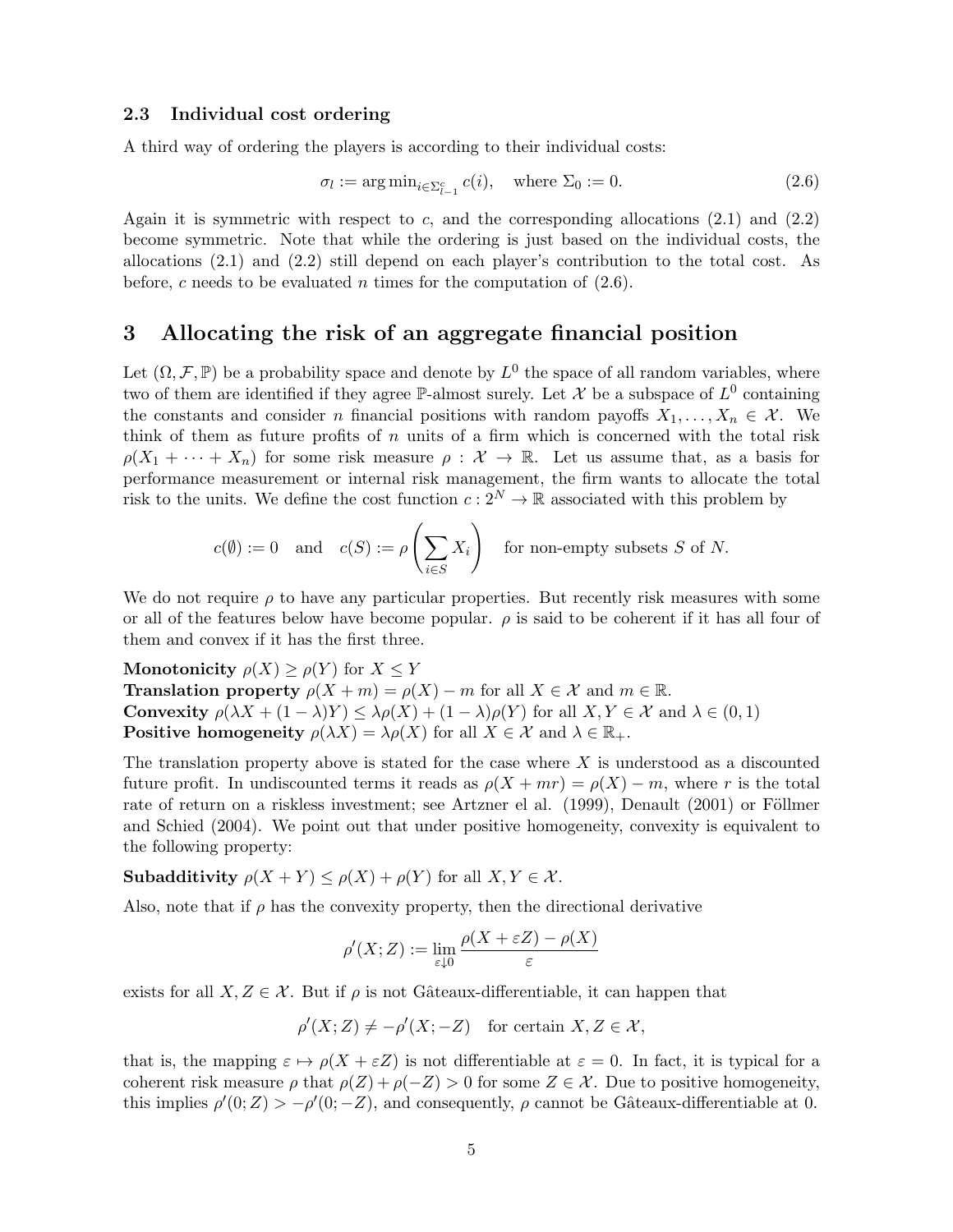### 2.3 Individual cost ordering

A third way of ordering the players is according to their individual costs:

$$\sigma_l := \arg\min_{i \in \Sigma^c_{l-1}} c(i), \quad \text{where } \Sigma_0 := 0. \tag{2.6}$$

Again it is symmetric with respect to $c$, and the corresponding allocations (2.1) and (2.2) become symmetric. Note that while the ordering is just based on the individual costs, the allocations (2.1) and (2.2) still depend on each player's contribution to the total cost. As before, $c$ needs to be evaluated $n$ times for the computation of (2.6).

## 3 Allocating the risk of an aggregate financial position

Let $(\Omega, \mathcal{F}, \mathbb{P})$ be a probability space and denote by $L^0$ the space of all random variables, where two of them are identified if they agree $\mathbb{P}$-almost surely. Let $\mathcal{X}$ be a subspace of $L^0$ containing the constants and consider $n$ financial positions with random payoffs $X_1, \dots, X_n \in \mathcal{X}$. We think of them as future profits of $n$ units of a firm which is concerned with the total risk $\rho(X_1 + \cdots + X_n)$ for some risk measure $\rho : \mathcal{X} \to \mathbb{R}$. Let us assume that, as a basis for performance measurement or internal risk management, the firm wants to allocate the total risk to the units. We define the cost function $c : 2^N \to \mathbb{R}$ associated with this problem by

$$c(\emptyset) := 0 \quad \text{and} \quad c(S) := \rho\left(\sum_{i \in S} X_i\right) \quad \text{for non-empty subsets } S \text{ of } N.$$

We do not require $\rho$ to have any particular properties. But recently risk measures with some or all of the features below have become popular. $\rho$ is said to be coherent if it has all four of them and convex if it has the first three.

**Monotonicity** $\rho(X) \geq \rho(Y)$ for $X \leq Y$
**Translation property** $\rho(X + m) = \rho(X) - m$ for all $X \in \mathcal{X}$ and $m \in \mathbb{R}$.
**Convexity** $\rho(\lambda X + (1-\lambda)Y) \leq \lambda\rho(X) + (1-\lambda)\rho(Y)$ for all $X, Y \in \mathcal{X}$ and $\lambda \in (0,1)$
**Positive homogeneity** $\rho(\lambda X) = \lambda\rho(X)$ for all $X \in \mathcal{X}$ and $\lambda \in \mathbb{R}_+$.

The translation property above is stated for the case where $X$ is understood as a discounted future profit. In undiscounted terms it reads as $\rho(X + mr) = \rho(X) - m$, where $r$ is the total rate of return on a riskless investment; see Artzner el al. (1999), Denault (2001) or Föllmer and Schied (2004). We point out that under positive homogeneity, convexity is equivalent to the following property:

**Subadditivity** $\rho(X + Y) \leq \rho(X) + \rho(Y)$ for all $X, Y \in \mathcal{X}$.

Also, note that if $\rho$ has the convexity property, then the directional derivative

$$\rho'(X; Z) := \lim_{\varepsilon \downarrow 0} \frac{\rho(X + \varepsilon Z) - \rho(X)}{\varepsilon}$$

exists for all $X, Z \in \mathcal{X}$. But if $\rho$ is not Gâteaux-differentiable, it can happen that

$$\rho'(X; Z) \neq -\rho'(X; -Z) \quad \text{for certain } X, Z \in \mathcal{X},$$

that is, the mapping $\varepsilon \mapsto \rho(X + \varepsilon Z)$ is not differentiable at $\varepsilon = 0$. In fact, it is typical for a coherent risk measure $\rho$ that $\rho(Z) + \rho(-Z) > 0$ for some $Z \in \mathcal{X}$. Due to positive homogeneity, this implies $\rho'(0; Z) > -\rho'(0; -Z)$, and consequently, $\rho$ cannot be Gâteaux-differentiable at 0.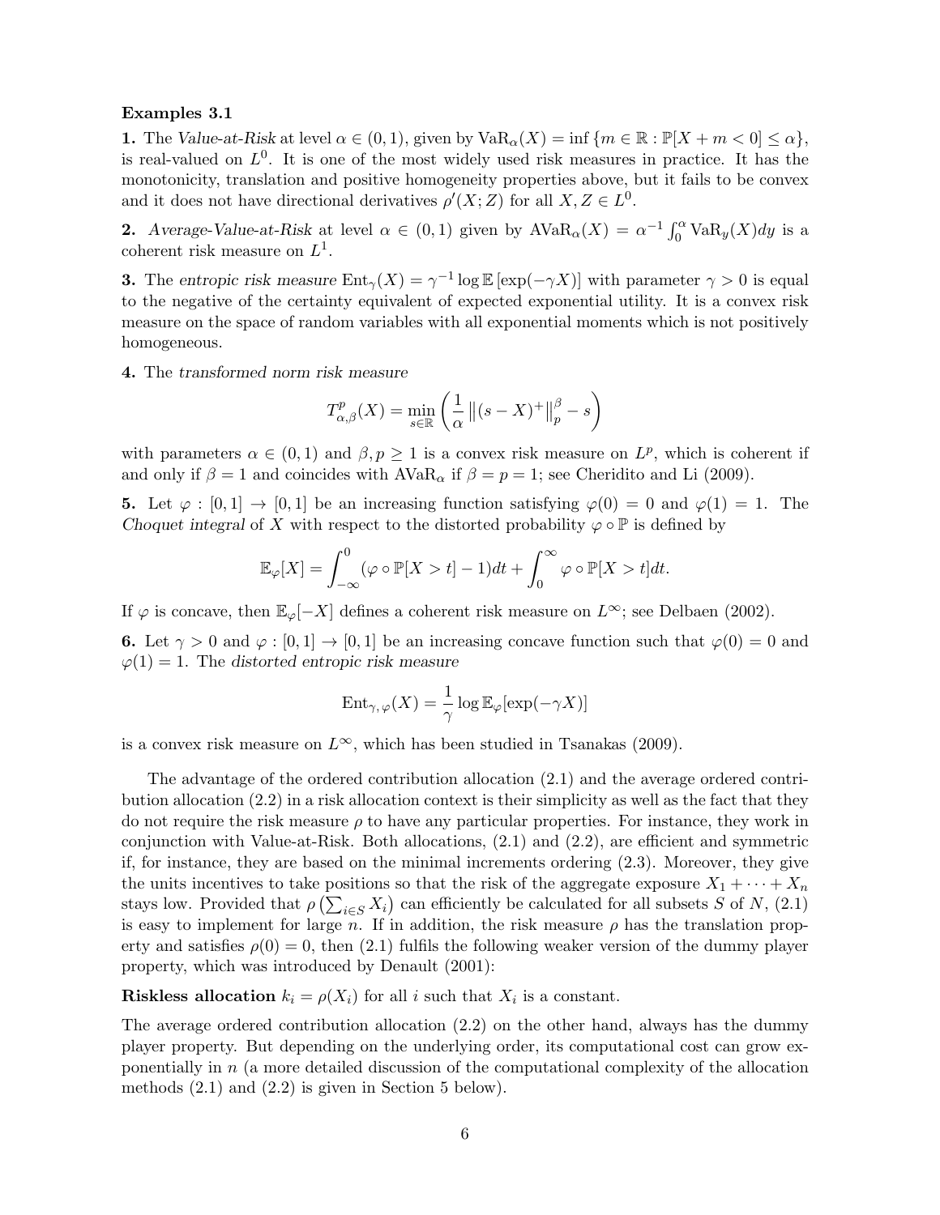**Examples 3.1**

**1.** The *Value-at-Risk* at level $\alpha \in (0,1)$, given by $\mathrm{VaR}_\alpha(X) = \inf\{m \in \mathbb{R} : \mathbb{P}[X + m < 0] \le \alpha\}$, is real-valued on $L^0$. It is one of the most widely used risk measures in practice. It has the monotonicity, translation and positive homogeneity properties above, but it fails to be convex and it does not have directional derivatives $\rho'(X; Z)$ for all $X, Z \in L^0$.

**2.** *Average-Value-at-Risk* at level $\alpha \in (0,1)$ given by $\mathrm{AVaR}_\alpha(X) = \alpha^{-1}\int_0^\alpha \mathrm{VaR}_y(X)dy$ is a coherent risk measure on $L^1$.

**3.** The *entropic risk measure* $\mathrm{Ent}_\gamma(X) = \gamma^{-1}\log \mathbb{E}\left[\exp(-\gamma X)\right]$ with parameter $\gamma > 0$ is equal to the negative of the certainty equivalent of expected exponential utility. It is a convex risk measure on the space of random variables with all exponential moments which is not positively homogeneous.

**4.** The *transformed norm risk measure*

$$T^p_{\alpha,\beta}(X) = \min_{s \in \mathbb{R}} \left( \frac{1}{\alpha} \left\| (s - X)^+ \right\|_p^\beta - s \right)$$

with parameters $\alpha \in (0,1)$ and $\beta, p \ge 1$ is a convex risk measure on $L^p$, which is coherent if and only if $\beta = 1$ and coincides with $\mathrm{AVaR}_\alpha$ if $\beta = p = 1$; see Cheridito and Li (2009).

**5.** Let $\varphi : [0,1] \to [0,1]$ be an increasing function satisfying $\varphi(0) = 0$ and $\varphi(1) = 1$. The *Choquet integral* of $X$ with respect to the distorted probability $\varphi \circ \mathbb{P}$ is defined by

$$\mathbb{E}_\varphi[X] = \int_{-\infty}^0 (\varphi \circ \mathbb{P}[X > t] - 1)dt + \int_0^\infty \varphi \circ \mathbb{P}[X > t]dt.$$

If $\varphi$ is concave, then $\mathbb{E}_\varphi[-X]$ defines a coherent risk measure on $L^\infty$; see Delbaen (2002).

**6.** Let $\gamma > 0$ and $\varphi : [0,1] \to [0,1]$ be an increasing concave function such that $\varphi(0) = 0$ and $\varphi(1) = 1$. The *distorted entropic risk measure*

$$\mathrm{Ent}_{\gamma,\varphi}(X) = \frac{1}{\gamma}\log \mathbb{E}_\varphi[\exp(-\gamma X)]$$

is a convex risk measure on $L^\infty$, which has been studied in Tsanakas (2009).

The advantage of the ordered contribution allocation (2.1) and the average ordered contribution allocation (2.2) in a risk allocation context is their simplicity as well as the fact that they do not require the risk measure $\rho$ to have any particular properties. For instance, they work in conjunction with Value-at-Risk. Both allocations, (2.1) and (2.2), are efficient and symmetric if, for instance, they are based on the minimal increments ordering (2.3). Moreover, they give the units incentives to take positions so that the risk of the aggregate exposure $X_1 + \cdots + X_n$ stays low. Provided that $\rho\left(\sum_{i \in S} X_i\right)$ can efficiently be calculated for all subsets $S$ of $N$, (2.1) is easy to implement for large $n$. If in addition, the risk measure $\rho$ has the translation property and satisfies $\rho(0) = 0$, then (2.1) fulfils the following weaker version of the dummy player property, which was introduced by Denault (2001):

**Riskless allocation** $k_i = \rho(X_i)$ for all $i$ such that $X_i$ is a constant.

The average ordered contribution allocation (2.2) on the other hand, always has the dummy player property. But depending on the underlying order, its computational cost can grow exponentially in $n$ (a more detailed discussion of the computational complexity of the allocation methods (2.1) and (2.2) is given in Section 5 below).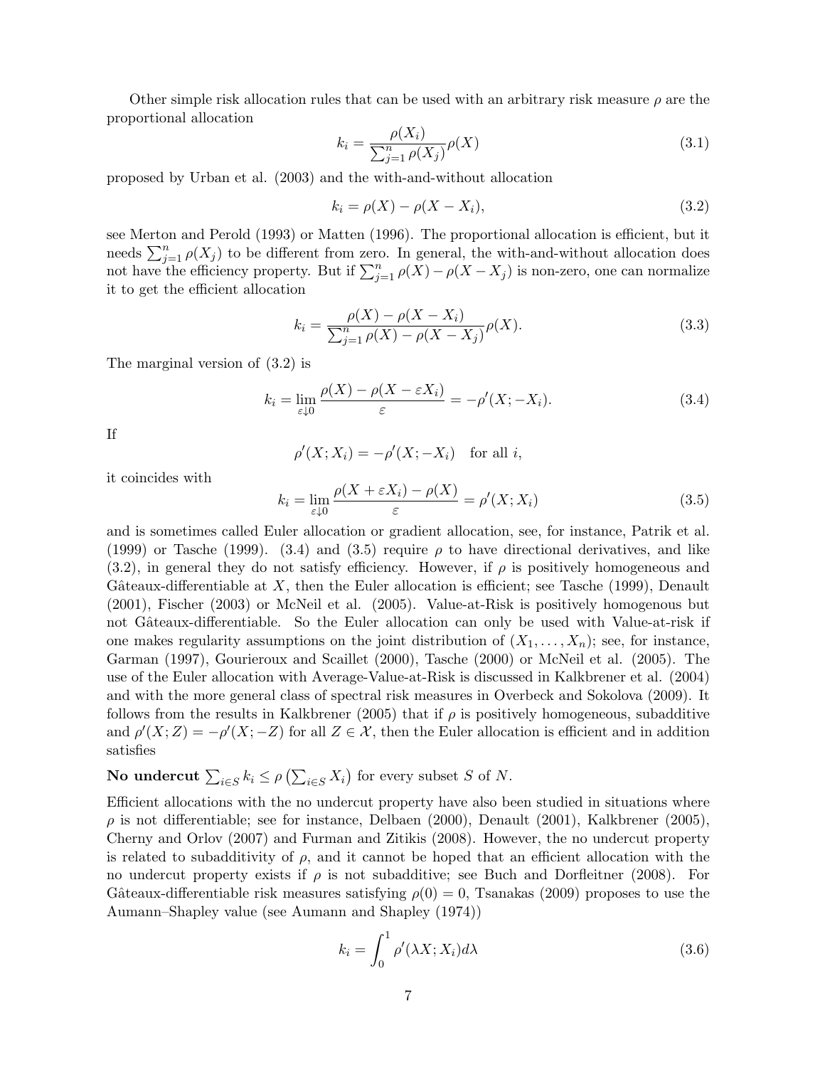Other simple risk allocation rules that can be used with an arbitrary risk measure $\rho$ are the proportional allocation

$$k_i = \frac{\rho(X_i)}{\sum_{j=1}^n \rho(X_j)} \rho(X) \tag{3.1}$$

proposed by Urban et al. (2003) and the with-and-without allocation

$$k_i = \rho(X) - \rho(X - X_i), \tag{3.2}$$

see Merton and Perold (1993) or Matten (1996). The proportional allocation is efficient, but it needs $\sum_{j=1}^n \rho(X_j)$ to be different from zero. In general, the with-and-without allocation does not have the efficiency property. But if $\sum_{j=1}^n \rho(X) - \rho(X - X_j)$ is non-zero, one can normalize it to get the efficient allocation

$$k_i = \frac{\rho(X) - \rho(X - X_i)}{\sum_{j=1}^n \rho(X) - \rho(X - X_j)} \rho(X). \tag{3.3}$$

The marginal version of (3.2) is

$$k_i = \lim_{\varepsilon \downarrow 0} \frac{\rho(X) - \rho(X - \varepsilon X_i)}{\varepsilon} = -\rho'(X; -X_i). \tag{3.4}$$

If

$$\rho'(X; X_i) = -\rho'(X; -X_i) \quad \text{for all } i,$$

it coincides with

$$k_i = \lim_{\varepsilon \downarrow 0} \frac{\rho(X + \varepsilon X_i) - \rho(X)}{\varepsilon} = \rho'(X; X_i) \tag{3.5}$$

and is sometimes called Euler allocation or gradient allocation, see, for instance, Patrik et al. (1999) or Tasche (1999). (3.4) and (3.5) require $\rho$ to have directional derivatives, and like (3.2), in general they do not satisfy efficiency. However, if $\rho$ is positively homogeneous and Gâteaux-differentiable at $X$, then the Euler allocation is efficient; see Tasche (1999), Denault (2001), Fischer (2003) or McNeil et al. (2005). Value-at-Risk is positively homogenous but not Gâteaux-differentiable. So the Euler allocation can only be used with Value-at-risk if one makes regularity assumptions on the joint distribution of $(X_1, \dots, X_n)$; see, for instance, Garman (1997), Gourieroux and Scaillet (2000), Tasche (2000) or McNeil et al. (2005). The use of the Euler allocation with Average-Value-at-Risk is discussed in Kalkbrener et al. (2004) and with the more general class of spectral risk measures in Overbeck and Sokolova (2009). It follows from the results in Kalkbrener (2005) that if $\rho$ is positively homogeneous, subadditive and $\rho'(X; Z) = -\rho'(X; -Z)$ for all $Z \in \mathcal{X}$, then the Euler allocation is efficient and in addition satisfies

**No undercut** $\sum_{i \in S} k_i \le \rho\left(\sum_{i \in S} X_i\right)$ for every subset $S$ of $N$.

Efficient allocations with the no undercut property have also been studied in situations where $\rho$ is not differentiable; see for instance, Delbaen (2000), Denault (2001), Kalkbrener (2005), Cherny and Orlov (2007) and Furman and Zitikis (2008). However, the no undercut property is related to subadditivity of $\rho$, and it cannot be hoped that an efficient allocation with the no undercut property exists if $\rho$ is not subadditive; see Buch and Dorfleitner (2008). For Gâteaux-differentiable risk measures satisfying $\rho(0) = 0$, Tsanakas (2009) proposes to use the Aumann–Shapley value (see Aumann and Shapley (1974))

$$k_i = \int_0^1 \rho'(\lambda X; X_i) d\lambda \tag{3.6}$$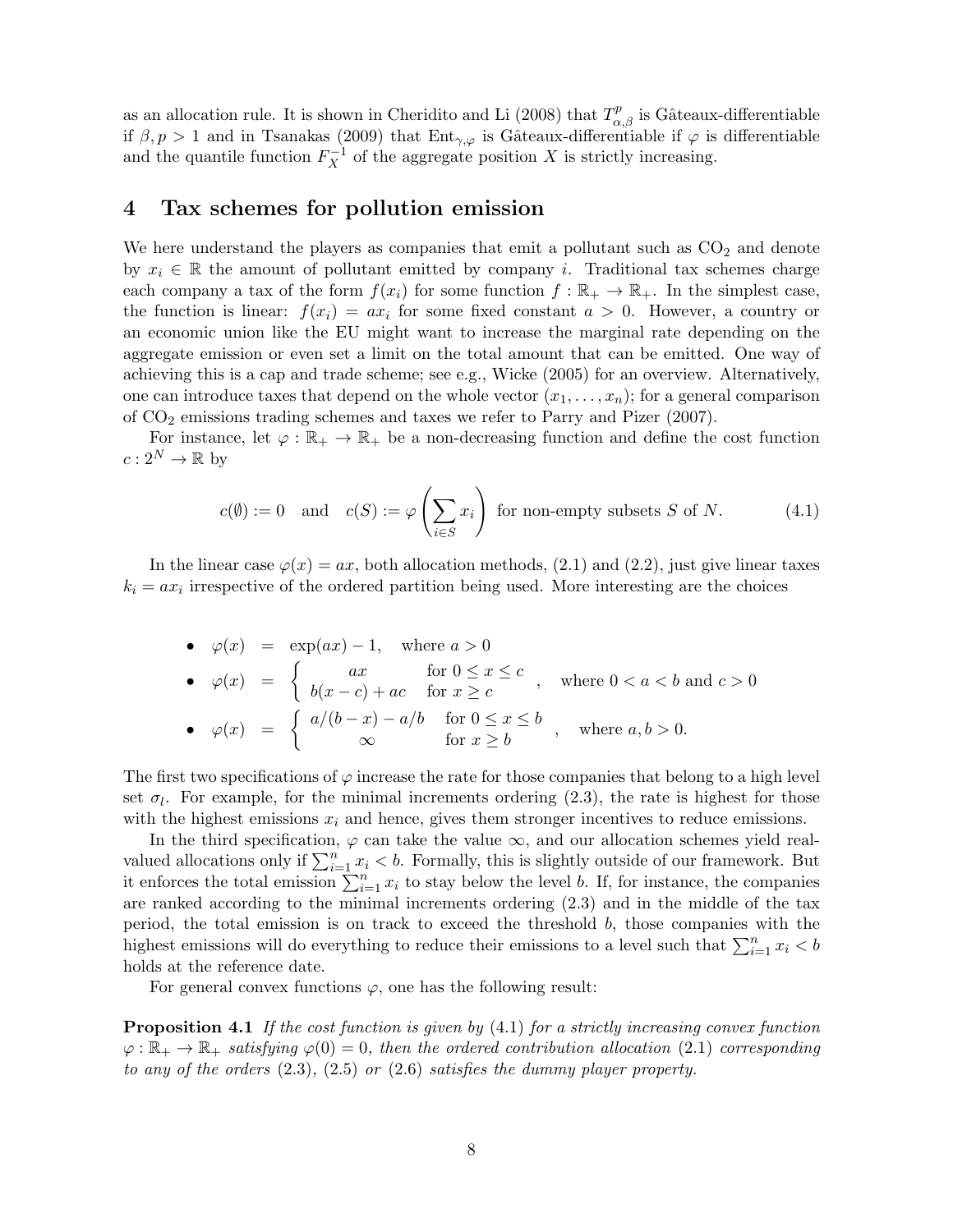as an allocation rule. It is shown in Cheridito and Li (2008) that $T^p_{\alpha,\beta}$ is Gâteaux-differentiable if $\beta, p > 1$ and in Tsanakas (2009) that $\text{Ent}_{\gamma,\varphi}$ is Gâteaux-differentiable if $\varphi$ is differentiable and the quantile function $F_X^{-1}$ of the aggregate position $X$ is strictly increasing.

## 4 Tax schemes for pollution emission

We here understand the players as companies that emit a pollutant such as $CO_2$ and denote by $x_i \in \mathbb{R}$ the amount of pollutant emitted by company $i$. Traditional tax schemes charge each company a tax of the form $f(x_i)$ for some function $f : \mathbb{R}_+ \to \mathbb{R}_+$. In the simplest case, the function is linear: $f(x_i) = ax_i$ for some fixed constant $a > 0$. However, a country or an economic union like the EU might want to increase the marginal rate depending on the aggregate emission or even set a limit on the total amount that can be emitted. One way of achieving this is a cap and trade scheme; see e.g., Wicke (2005) for an overview. Alternatively, one can introduce taxes that depend on the whole vector $(x_1, \dots, x_n)$; for a general comparison of $CO_2$ emissions trading schemes and taxes we refer to Parry and Pizer (2007).

For instance, let $\varphi : \mathbb{R}_+ \to \mathbb{R}_+$ be a non-decreasing function and define the cost function $c : 2^N \to \mathbb{R}$ by

$$c(\emptyset) := 0 \quad \text{and} \quad c(S) := \varphi\left(\sum_{i \in S} x_i\right) \text{ for non-empty subsets } S \text{ of } N. \tag{4.1}$$

In the linear case $\varphi(x) = ax$, both allocation methods, (2.1) and (2.2), just give linear taxes $k_i = ax_i$ irrespective of the ordered partition being used. More interesting are the choices

- $\varphi(x) = \exp(ax) - 1, \quad \text{where } a > 0$
- $\varphi(x) = \begin{cases} ax & \text{for } 0 \le x \le c \\ b(x-c) + ac & \text{for } x \ge c \end{cases}, \quad \text{where } 0 < a < b \text{ and } c > 0$
- $\varphi(x) = \begin{cases} a/(b-x) - a/b & \text{for } 0 \le x \le b \\ \infty & \text{for } x \ge b \end{cases}, \quad \text{where } a, b > 0.$

The first two specifications of $\varphi$ increase the rate for those companies that belong to a high level set $\sigma_l$. For example, for the minimal increments ordering (2.3), the rate is highest for those with the highest emissions $x_i$ and hence, gives them stronger incentives to reduce emissions.

In the third specification, $\varphi$ can take the value $\infty$, and our allocation schemes yield real-valued allocations only if $\sum_{i=1}^n x_i < b$. Formally, this is slightly outside of our framework. But it enforces the total emission $\sum_{i=1}^n x_i$ to stay below the level $b$. If, for instance, the companies are ranked according to the minimal increments ordering (2.3) and in the middle of the tax period, the total emission is on track to exceed the threshold $b$, those companies with the highest emissions will do everything to reduce their emissions to a level such that $\sum_{i=1}^n x_i < b$ holds at the reference date.

For general convex functions $\varphi$, one has the following result:

**Proposition 4.1** *If the cost function is given by* (4.1) *for a strictly increasing convex function* $\varphi : \mathbb{R}_+ \to \mathbb{R}_+$ *satisfying* $\varphi(0) = 0$*, then the ordered contribution allocation* (2.1) *corresponding to any of the orders* (2.3), (2.5) *or* (2.6) *satisfies the dummy player property.*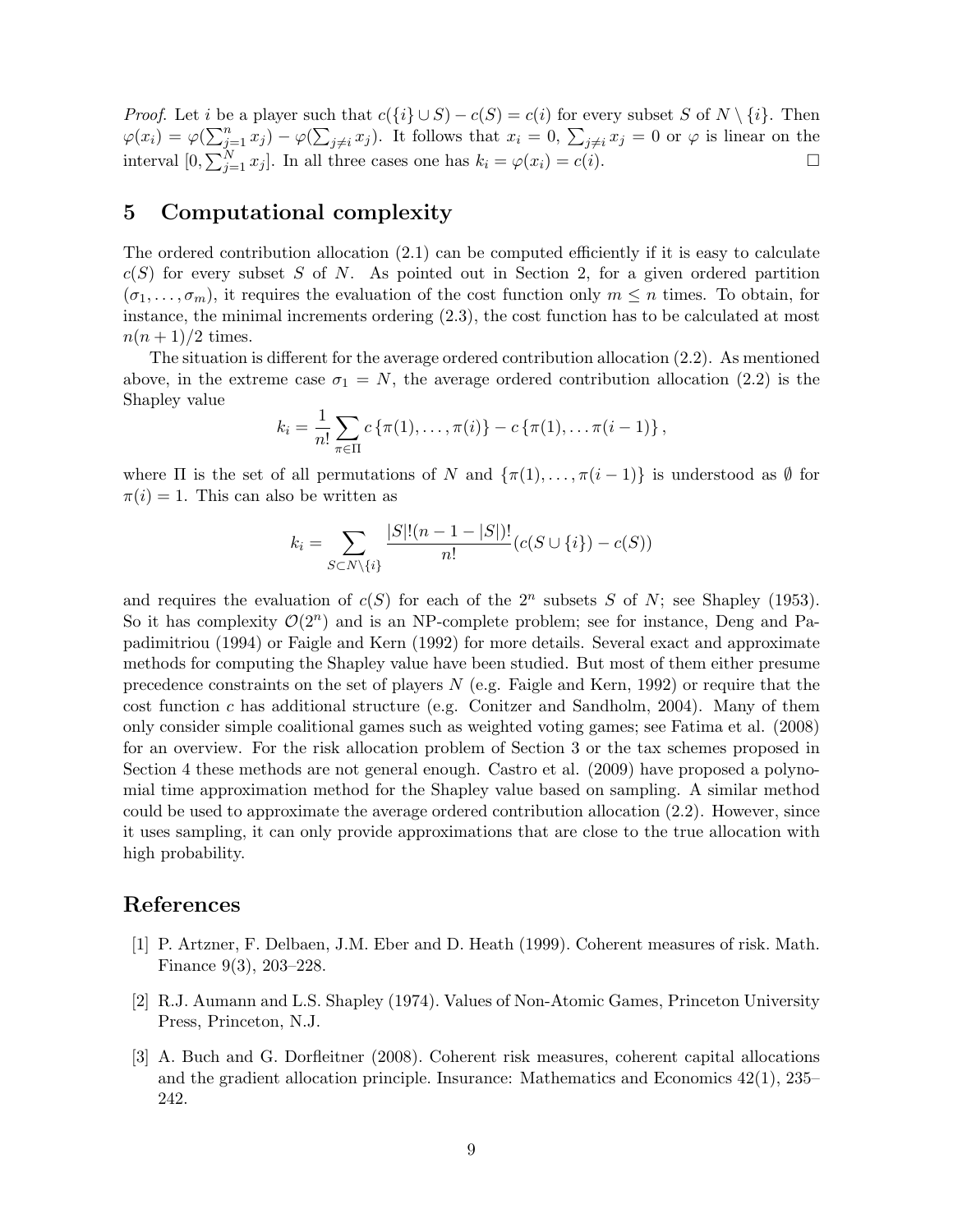*Proof.* Let $i$ be a player such that $c(\{i\} \cup S) - c(S) = c(i)$ for every subset $S$ of $N \setminus \{i\}$. Then $\varphi(x_i) = \varphi(\sum_{j=1}^n x_j) - \varphi(\sum_{j \neq i} x_j)$. It follows that $x_i = 0$, $\sum_{j \neq i} x_j = 0$ or $\varphi$ is linear on the interval $[0, \sum_{j=1}^N x_j]$. In all three cases one has $k_i = \varphi(x_i) = c(i)$. □

## 5 Computational complexity

The ordered contribution allocation (2.1) can be computed efficiently if it is easy to calculate $c(S)$ for every subset $S$ of $N$. As pointed out in Section 2, for a given ordered partition $(\sigma_1, \dots, \sigma_m)$, it requires the evaluation of the cost function only $m \leq n$ times. To obtain, for instance, the minimal increments ordering (2.3), the cost function has to be calculated at most $n(n+1)/2$ times.

The situation is different for the average ordered contribution allocation (2.2). As mentioned above, in the extreme case $\sigma_1 = N$, the average ordered contribution allocation (2.2) is the Shapley value

$$k_i = \frac{1}{n!} \sum_{\pi \in \Pi} c\{\pi(1), \dots, \pi(i)\} - c\{\pi(1), \dots \pi(i-1)\},$$

where $\Pi$ is the set of all permutations of $N$ and $\{\pi(1), \dots, \pi(i-1)\}$ is understood as $\emptyset$ for $\pi(i) = 1$. This can also be written as

$$k_i = \sum_{S \subset N \setminus \{i\}} \frac{|S|!(n-1-|S|)!}{n!} (c(S \cup \{i\}) - c(S))$$

and requires the evaluation of $c(S)$ for each of the $2^n$ subsets $S$ of $N$; see Shapley (1953). So it has complexity $\mathcal{O}(2^n)$ and is an NP-complete problem; see for instance, Deng and Papadimitriou (1994) or Faigle and Kern (1992) for more details. Several exact and approximate methods for computing the Shapley value have been studied. But most of them either presume precedence constraints on the set of players $N$ (e.g. Faigle and Kern, 1992) or require that the cost function $c$ has additional structure (e.g. Conitzer and Sandholm, 2004). Many of them only consider simple coalitional games such as weighted voting games; see Fatima et al. (2008) for an overview. For the risk allocation problem of Section 3 or the tax schemes proposed in Section 4 these methods are not general enough. Castro et al. (2009) have proposed a polynomial time approximation method for the Shapley value based on sampling. A similar method could be used to approximate the average ordered contribution allocation (2.2). However, since it uses sampling, it can only provide approximations that are close to the true allocation with high probability.

## References

[1] P. Artzner, F. Delbaen, J.M. Eber and D. Heath (1999). Coherent measures of risk. Math. Finance 9(3), 203–228.

[2] R.J. Aumann and L.S. Shapley (1974). Values of Non-Atomic Games, Princeton University Press, Princeton, N.J.

[3] A. Buch and G. Dorfleitner (2008). Coherent risk measures, coherent capital allocations and the gradient allocation principle. Insurance: Mathematics and Economics 42(1), 235–242.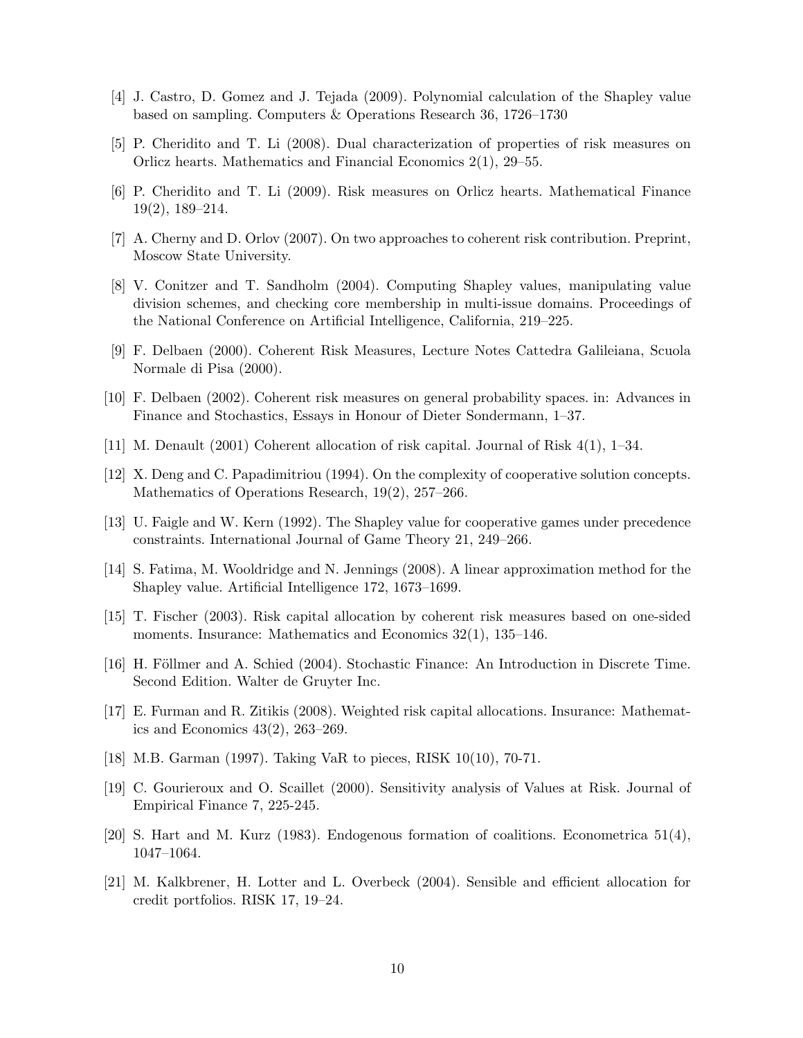[4] J. Castro, D. Gomez and J. Tejada (2009). Polynomial calculation of the Shapley value based on sampling. Computers & Operations Research 36, 1726–1730

[5] P. Cheridito and T. Li (2008). Dual characterization of properties of risk measures on Orlicz hearts. Mathematics and Financial Economics 2(1), 29–55.

[6] P. Cheridito and T. Li (2009). Risk measures on Orlicz hearts. Mathematical Finance 19(2), 189–214.

[7] A. Cherny and D. Orlov (2007). On two approaches to coherent risk contribution. Preprint, Moscow State University.

[8] V. Conitzer and T. Sandholm (2004). Computing Shapley values, manipulating value division schemes, and checking core membership in multi-issue domains. Proceedings of the National Conference on Artificial Intelligence, California, 219–225.

[9] F. Delbaen (2000). Coherent Risk Measures, Lecture Notes Cattedra Galileiana, Scuola Normale di Pisa (2000).

[10] F. Delbaen (2002). Coherent risk measures on general probability spaces. in: Advances in Finance and Stochastics, Essays in Honour of Dieter Sondermann, 1–37.

[11] M. Denault (2001) Coherent allocation of risk capital. Journal of Risk 4(1), 1–34.

[12] X. Deng and C. Papadimitriou (1994). On the complexity of cooperative solution concepts. Mathematics of Operations Research, 19(2), 257–266.

[13] U. Faigle and W. Kern (1992). The Shapley value for cooperative games under precedence constraints. International Journal of Game Theory 21, 249–266.

[14] S. Fatima, M. Wooldridge and N. Jennings (2008). A linear approximation method for the Shapley value. Artificial Intelligence 172, 1673–1699.

[15] T. Fischer (2003). Risk capital allocation by coherent risk measures based on one-sided moments. Insurance: Mathematics and Economics 32(1), 135–146.

[16] H. Föllmer and A. Schied (2004). Stochastic Finance: An Introduction in Discrete Time. Second Edition. Walter de Gruyter Inc.

[17] E. Furman and R. Zitikis (2008). Weighted risk capital allocations. Insurance: Mathematics and Economics 43(2), 263–269.

[18] M.B. Garman (1997). Taking VaR to pieces, RISK 10(10), 70-71.

[19] C. Gourieroux and O. Scaillet (2000). Sensitivity analysis of Values at Risk. Journal of Empirical Finance 7, 225-245.

[20] S. Hart and M. Kurz (1983). Endogenous formation of coalitions. Econometrica 51(4), 1047–1064.

[21] M. Kalkbrener, H. Lotter and L. Overbeck (2004). Sensible and efficient allocation for credit portfolios. RISK 17, 19–24.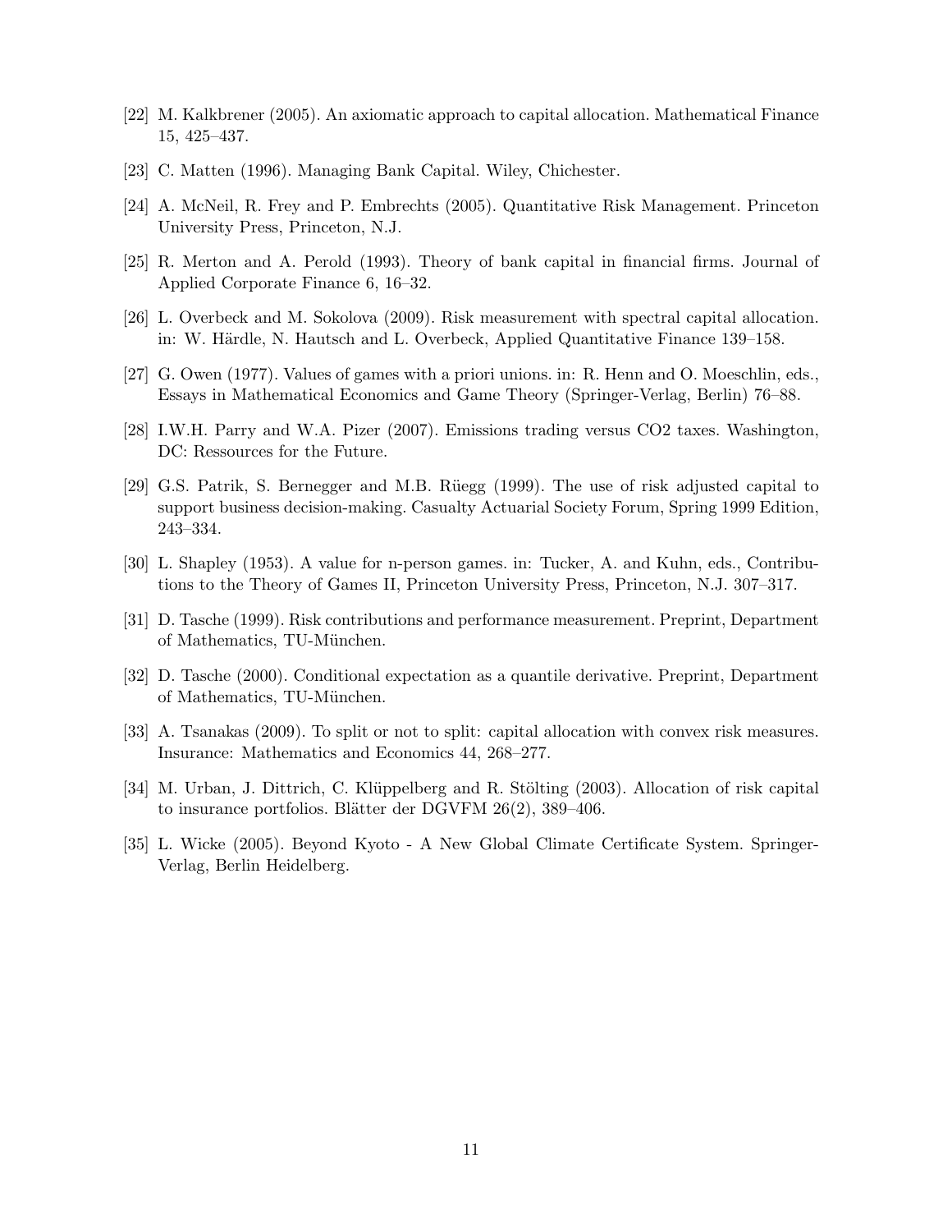[22] M. Kalkbrener (2005). An axiomatic approach to capital allocation. Mathematical Finance 15, 425–437.

[23] C. Matten (1996). Managing Bank Capital. Wiley, Chichester.

[24] A. McNeil, R. Frey and P. Embrechts (2005). Quantitative Risk Management. Princeton University Press, Princeton, N.J.

[25] R. Merton and A. Perold (1993). Theory of bank capital in financial firms. Journal of Applied Corporate Finance 6, 16–32.

[26] L. Overbeck and M. Sokolova (2009). Risk measurement with spectral capital allocation. in: W. Härdle, N. Hautsch and L. Overbeck, Applied Quantitative Finance 139–158.

[27] G. Owen (1977). Values of games with a priori unions. in: R. Henn and O. Moeschlin, eds., Essays in Mathematical Economics and Game Theory (Springer-Verlag, Berlin) 76–88.

[28] I.W.H. Parry and W.A. Pizer (2007). Emissions trading versus CO2 taxes. Washington, DC: Ressources for the Future.

[29] G.S. Patrik, S. Bernegger and M.B. Rüegg (1999). The use of risk adjusted capital to support business decision-making. Casualty Actuarial Society Forum, Spring 1999 Edition, 243–334.

[30] L. Shapley (1953). A value for n-person games. in: Tucker, A. and Kuhn, eds., Contributions to the Theory of Games II, Princeton University Press, Princeton, N.J. 307–317.

[31] D. Tasche (1999). Risk contributions and performance measurement. Preprint, Department of Mathematics, TU-München.

[32] D. Tasche (2000). Conditional expectation as a quantile derivative. Preprint, Department of Mathematics, TU-München.

[33] A. Tsanakas (2009). To split or not to split: capital allocation with convex risk measures. Insurance: Mathematics and Economics 44, 268–277.

[34] M. Urban, J. Dittrich, C. Klüppelberg and R. Stölting (2003). Allocation of risk capital to insurance portfolios. Blätter der DGVFM 26(2), 389–406.

[35] L. Wicke (2005). Beyond Kyoto - A New Global Climate Certificate System. Springer-Verlag, Berlin Heidelberg.